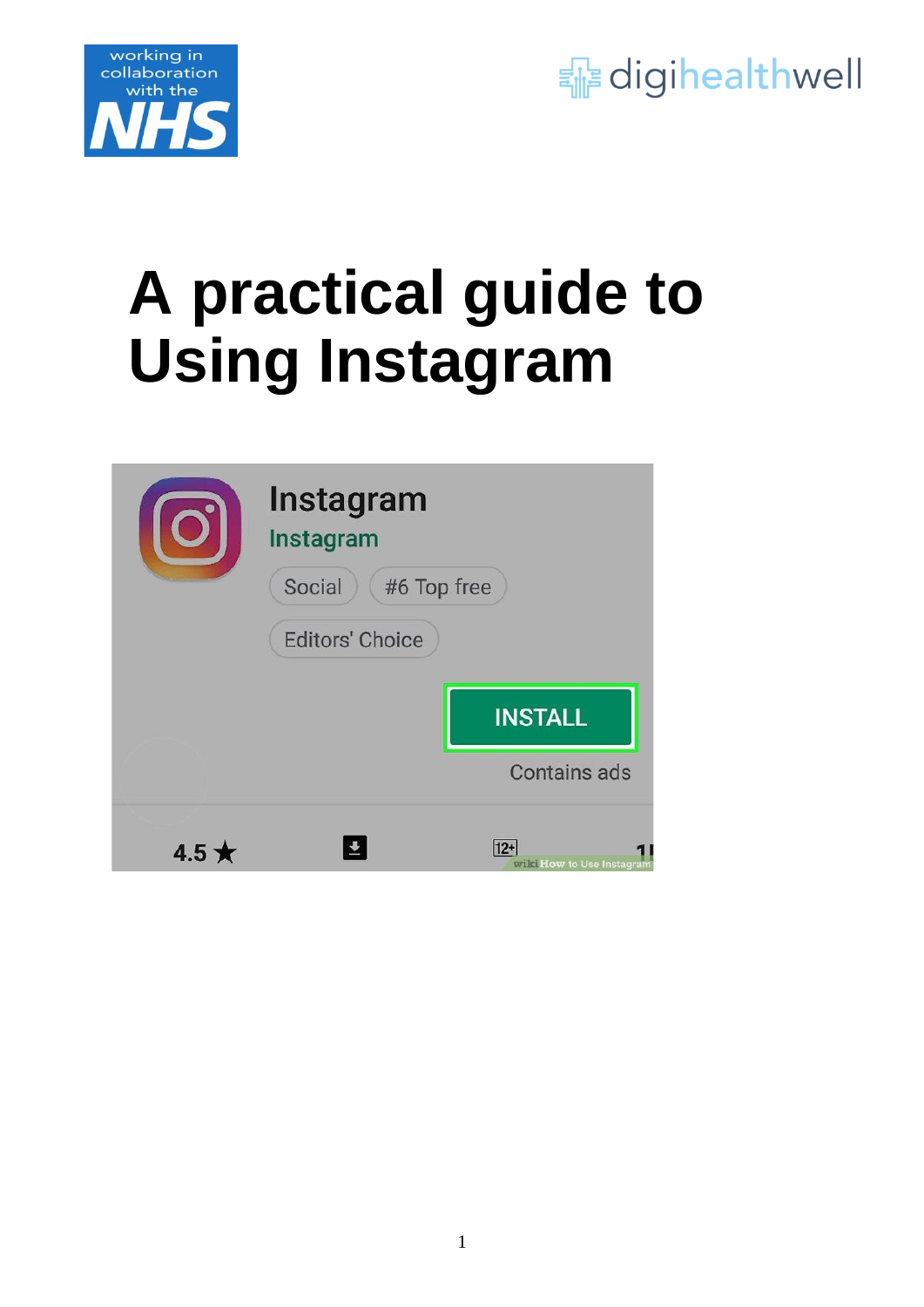# A practical guide to Using Instagram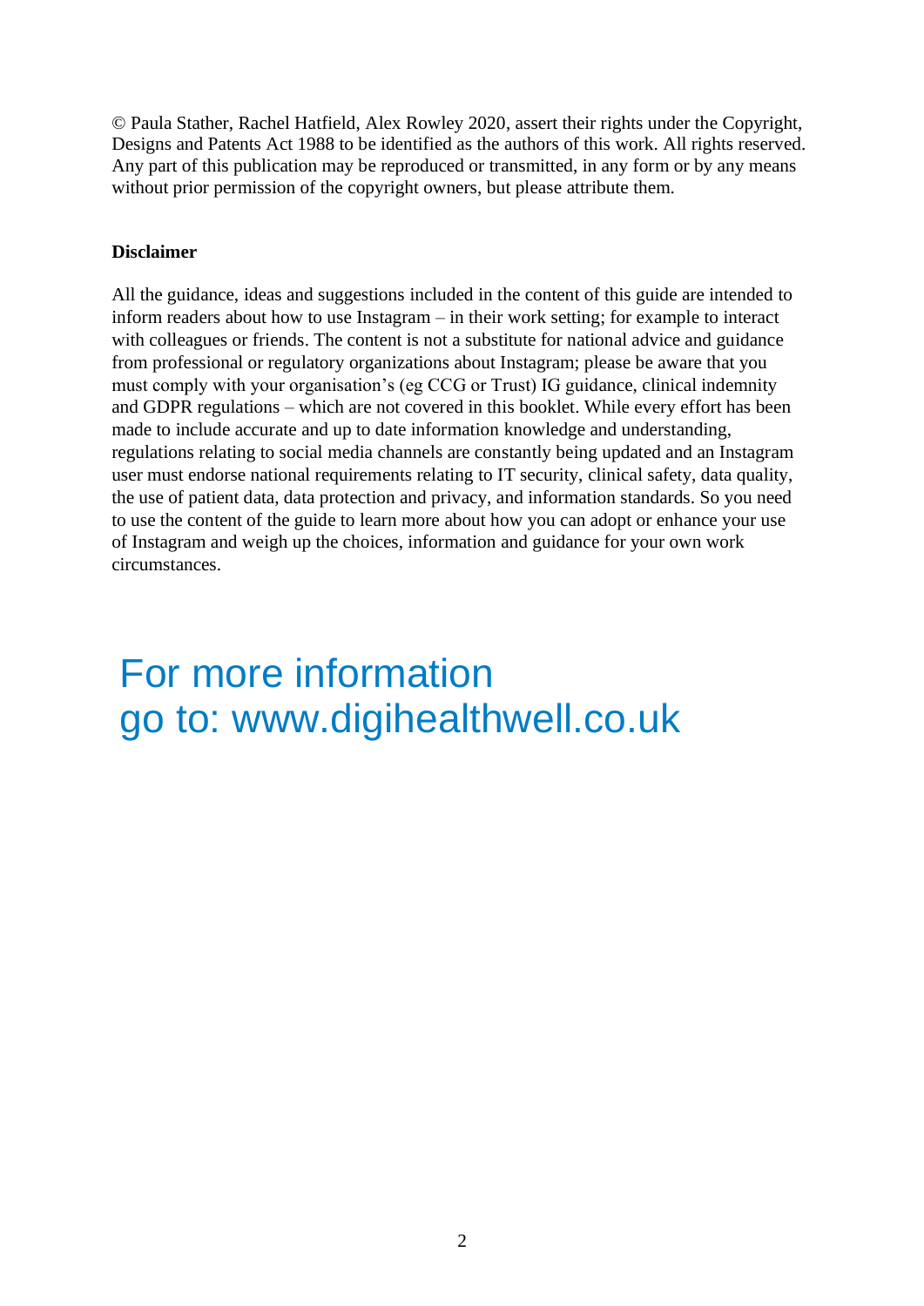© Paula Stather, Rachel Hatfield, Alex Rowley 2020, assert their rights under the Copyright, Designs and Patents Act 1988 to be identified as the authors of this work. All rights reserved. Any part of this publication may be reproduced or transmitted, in any form or by any means without prior permission of the copyright owners, but please attribute them.

**Disclaimer**

All the guidance, ideas and suggestions included in the content of this guide are intended to inform readers about how to use Instagram – in their work setting; for example to interact with colleagues or friends. The content is not a substitute for national advice and guidance from professional or regulatory organizations about Instagram; please be aware that you must comply with your organisation's (eg CCG or Trust) IG guidance, clinical indemnity and GDPR regulations – which are not covered in this booklet. While every effort has been made to include accurate and up to date information knowledge and understanding, regulations relating to social media channels are constantly being updated and an Instagram user must endorse national requirements relating to IT security, clinical safety, data quality, the use of patient data, data protection and privacy, and information standards. So you need to use the content of the guide to learn more about how you can adopt or enhance your use of Instagram and weigh up the choices, information and guidance for your own work circumstances.

## For more information go to: www.digihealthwell.co.uk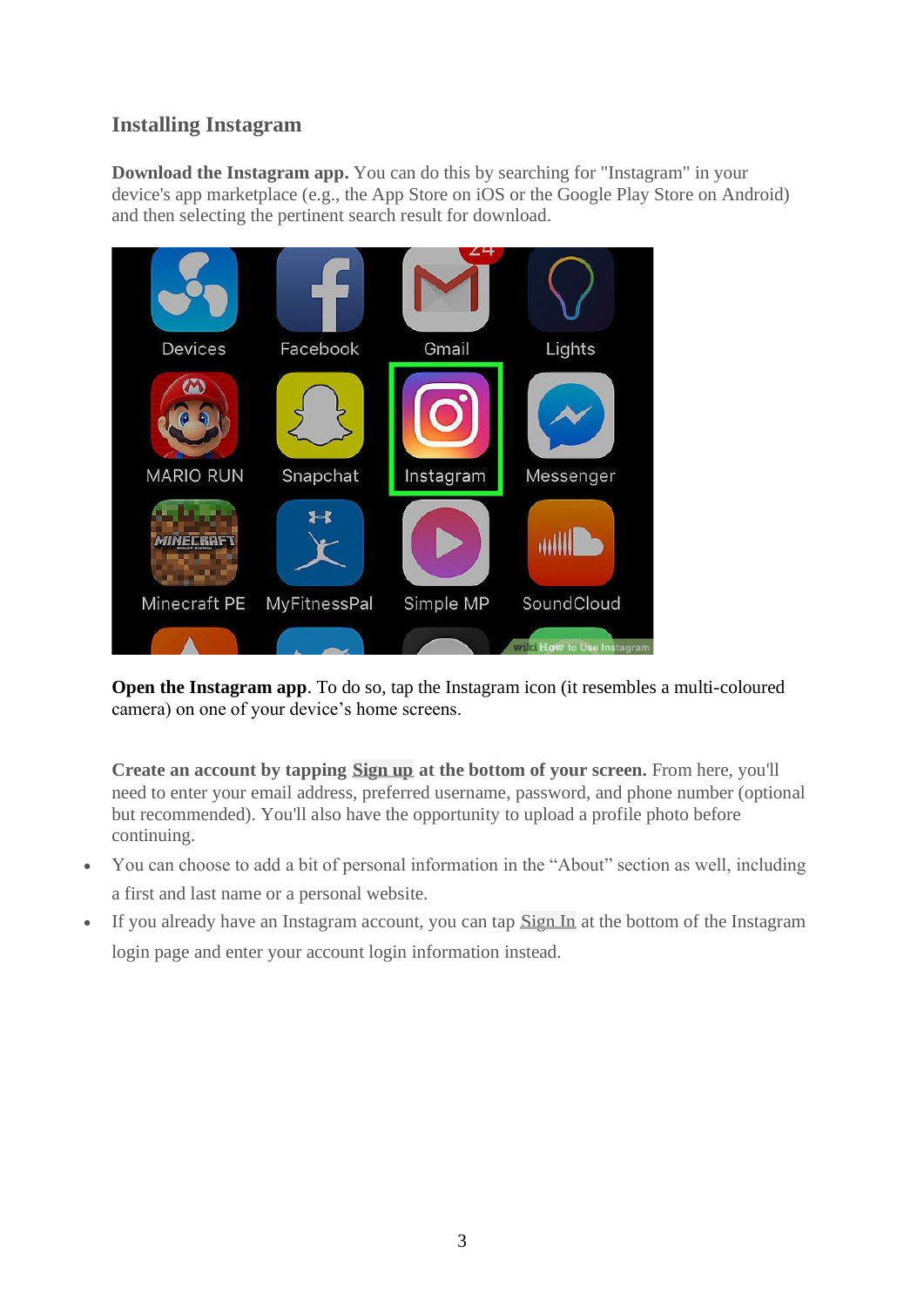## Installing Instagram

**Download the Instagram app.** You can do this by searching for "Instagram" in your device's app marketplace (e.g., the App Store on iOS or the Google Play Store on Android) and then selecting the pertinent search result for download.

**Open the Instagram app**. To do so, tap the Instagram icon (it resembles a multi-coloured camera) on one of your device's home screens.

**Create an account by tapping Sign up at the bottom of your screen.** From here, you'll need to enter your email address, preferred username, password, and phone number (optional but recommended). You'll also have the opportunity to upload a profile photo before continuing.

- You can choose to add a bit of personal information in the "About" section as well, including a first and last name or a personal website.
- If you already have an Instagram account, you can tap Sign In at the bottom of the Instagram login page and enter your account login information instead.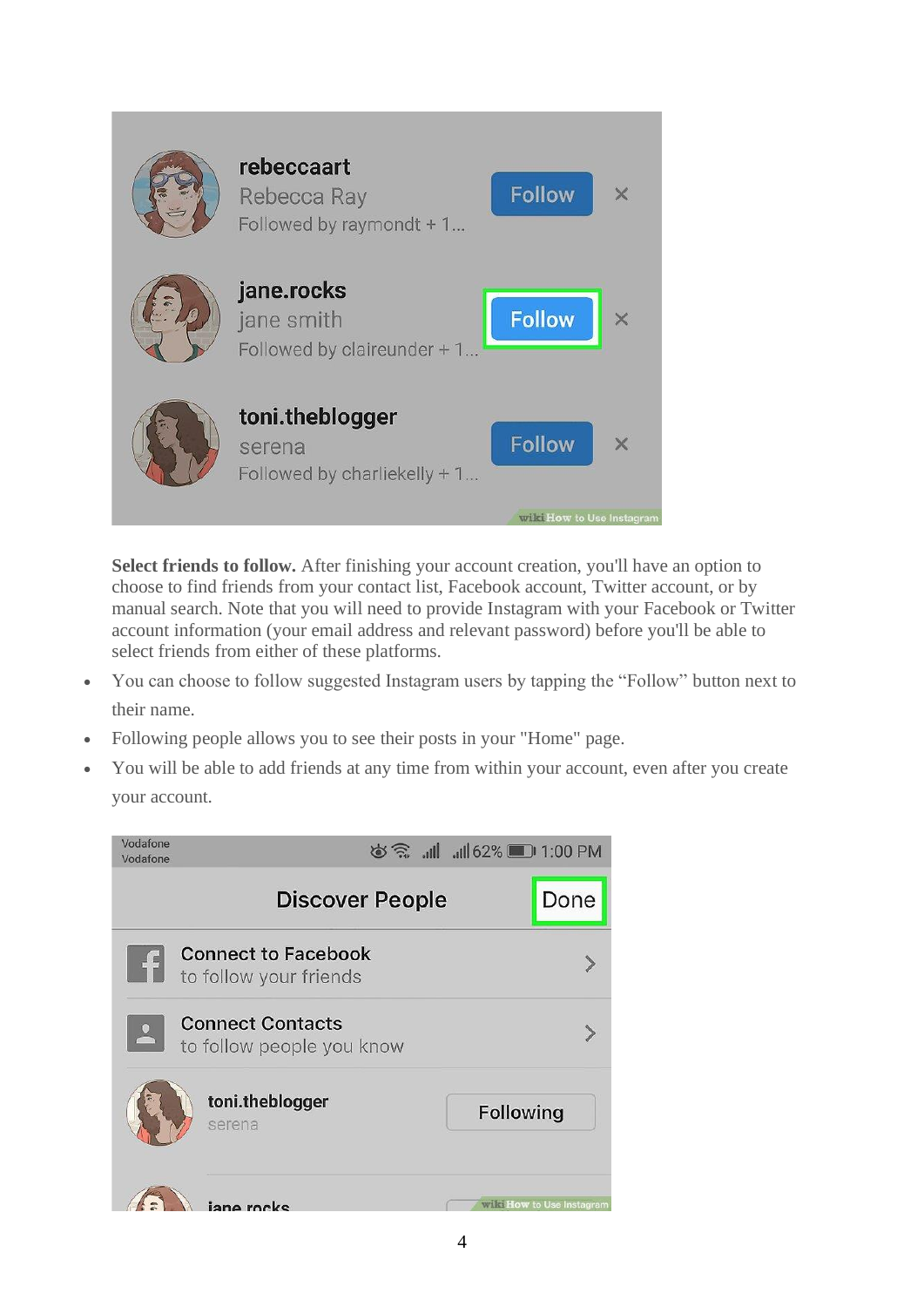**Select friends to follow.** After finishing your account creation, you'll have an option to choose to find friends from your contact list, Facebook account, Twitter account, or by manual search. Note that you will need to provide Instagram with your Facebook or Twitter account information (your email address and relevant password) before you'll be able to select friends from either of these platforms.

- You can choose to follow suggested Instagram users by tapping the "Follow" button next to their name.
- Following people allows you to see their posts in your "Home" page.
- You will be able to add friends at any time from within your account, even after you create your account.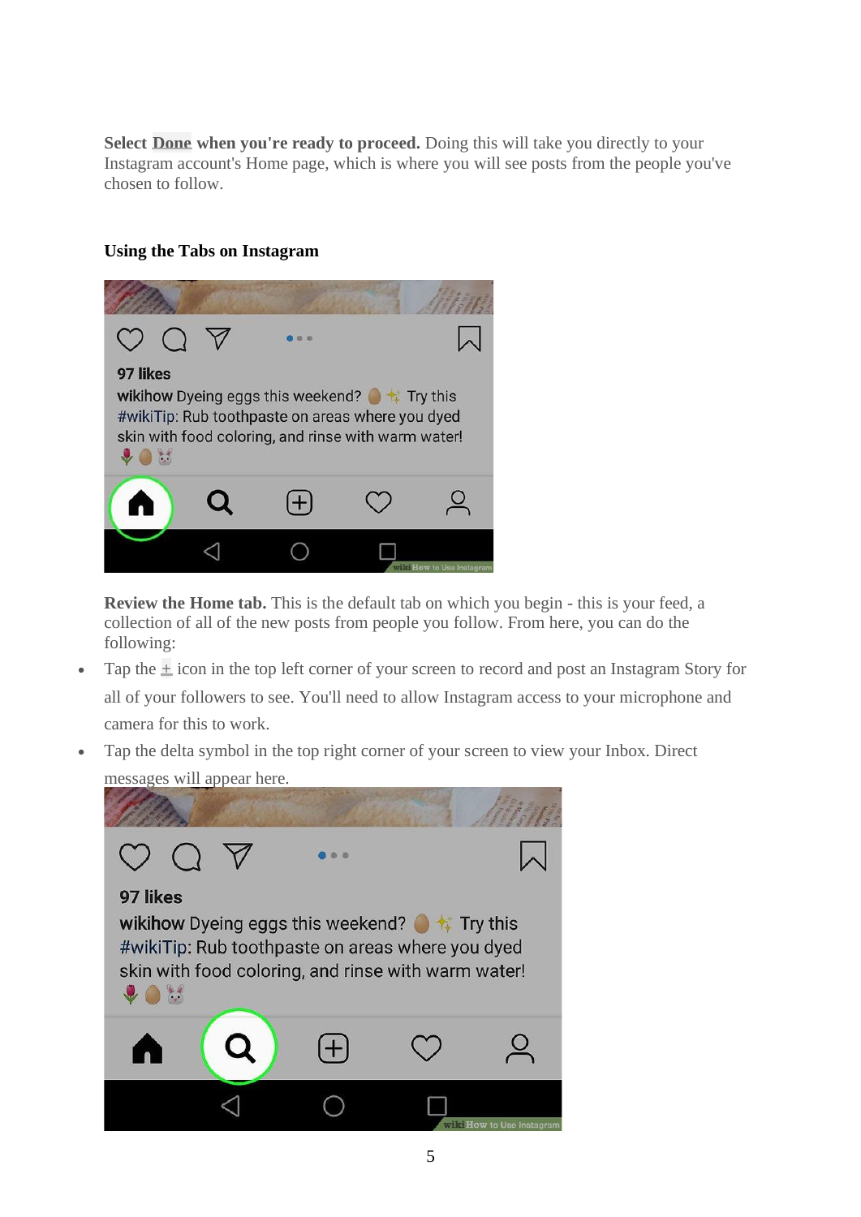**Select Done when you're ready to proceed.** Doing this will take you directly to your Instagram account's Home page, which is where you will see posts from the people you've chosen to follow.

### Using the Tabs on Instagram

**Review the Home tab.** This is the default tab on which you begin - this is your feed, a collection of all of the new posts from people you follow. From here, you can do the following:

- Tap the ± icon in the top left corner of your screen to record and post an Instagram Story for all of your followers to see. You'll need to allow Instagram access to your microphone and camera for this to work.
- Tap the delta symbol in the top right corner of your screen to view your Inbox. Direct messages will appear here.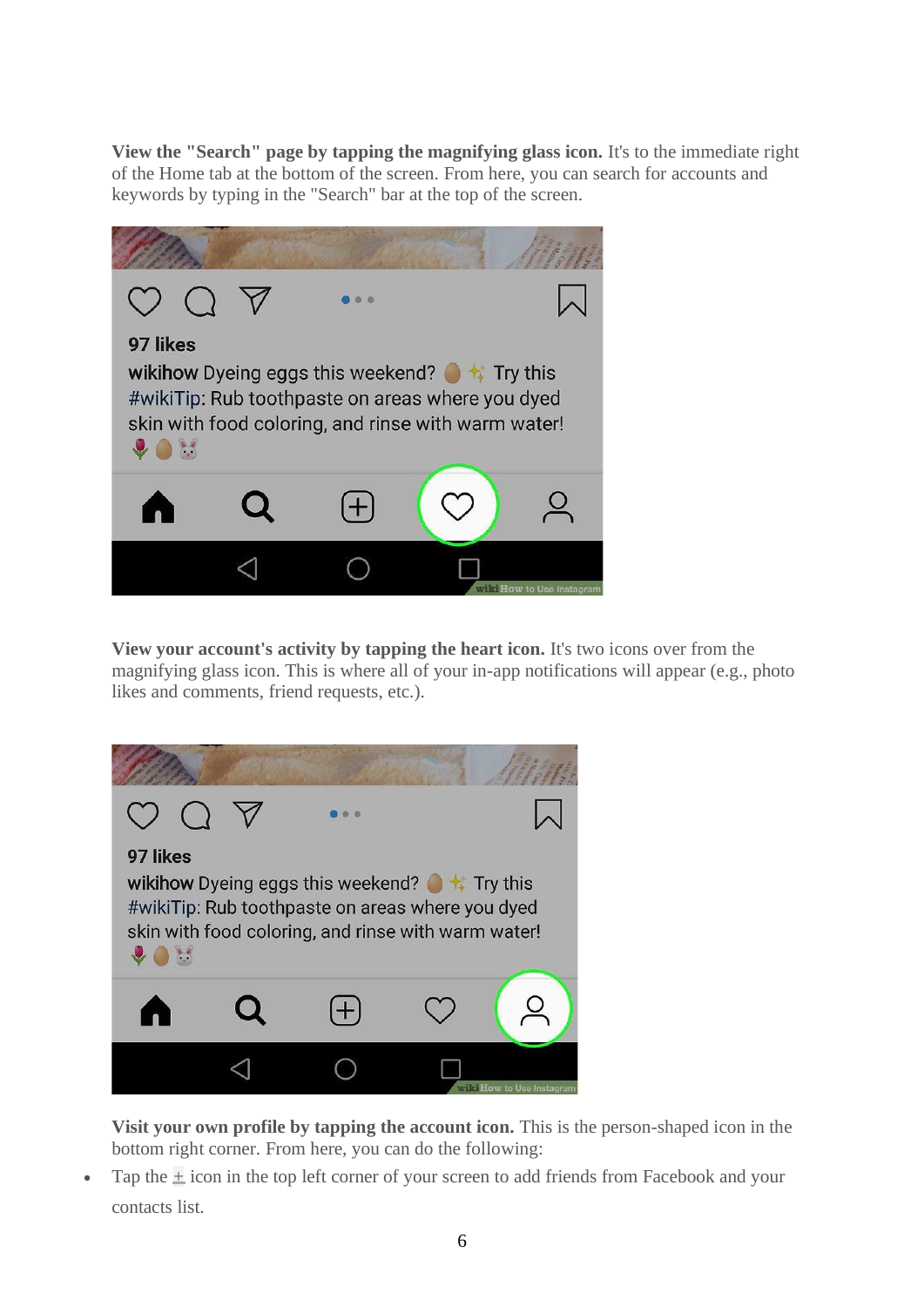**View the "Search" page by tapping the magnifying glass icon.** It's to the immediate right of the Home tab at the bottom of the screen. From here, you can search for accounts and keywords by typing in the "Search" bar at the top of the screen.

**View your account's activity by tapping the heart icon.** It's two icons over from the magnifying glass icon. This is where all of your in-app notifications will appear (e.g., photo likes and comments, friend requests, etc.).

**Visit your own profile by tapping the account icon.** This is the person-shaped icon in the bottom right corner. From here, you can do the following:

- Tap the + icon in the top left corner of your screen to add friends from Facebook and your contacts list.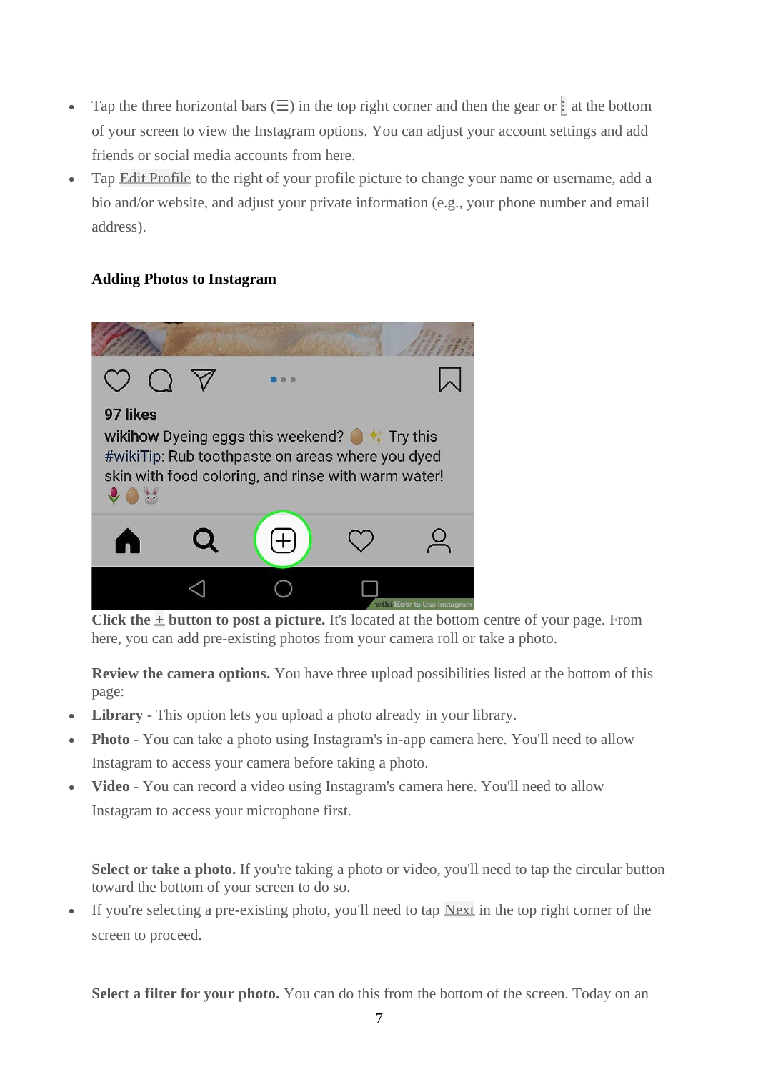- Tap the three horizontal bars (☰) in the top right corner and then the gear or ⋮ at the bottom of your screen to view the Instagram options. You can adjust your account settings and add friends or social media accounts from here.
- Tap Edit Profile to the right of your profile picture to change your name or username, add a bio and/or website, and adjust your private information (e.g., your phone number and email address).

**Adding Photos to Instagram**

**Click the + button to post a picture.** It's located at the bottom centre of your page. From here, you can add pre-existing photos from your camera roll or take a photo.

**Review the camera options.** You have three upload possibilities listed at the bottom of this page:

- **Library** - This option lets you upload a photo already in your library.
- **Photo** - You can take a photo using Instagram's in-app camera here. You'll need to allow Instagram to access your camera before taking a photo.
- **Video** - You can record a video using Instagram's camera here. You'll need to allow Instagram to access your microphone first.

**Select or take a photo.** If you're taking a photo or video, you'll need to tap the circular button toward the bottom of your screen to do so.

- If you're selecting a pre-existing photo, you'll need to tap Next in the top right corner of the screen to proceed.

**Select a filter for your photo.** You can do this from the bottom of the screen. Today on an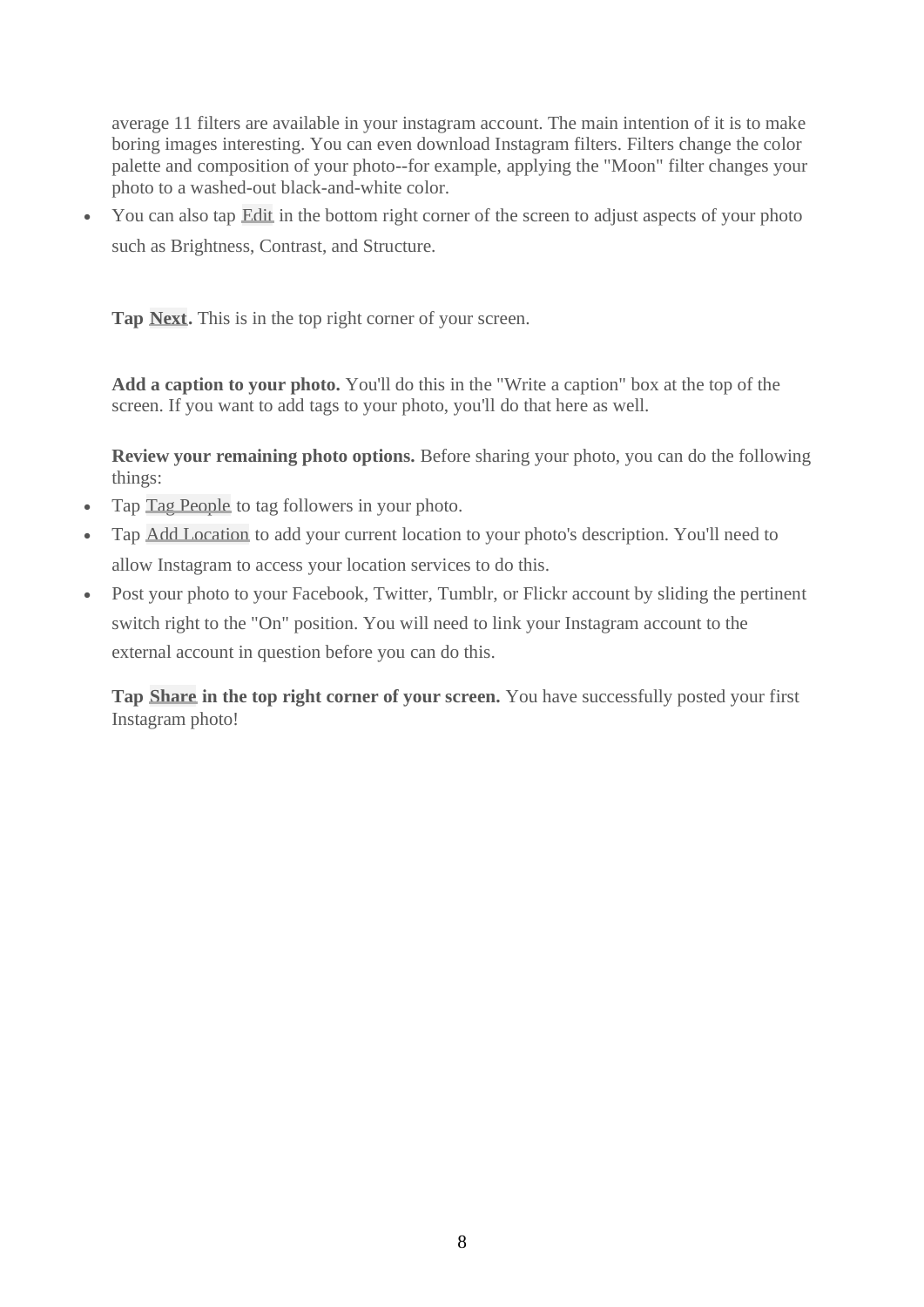average 11 filters are available in your instagram account. The main intention of it is to make boring images interesting. You can even download Instagram filters. Filters change the color palette and composition of your photo--for example, applying the "Moon" filter changes your photo to a washed-out black-and-white color.

- You can also tap Edit in the bottom right corner of the screen to adjust aspects of your photo such as Brightness, Contrast, and Structure.

**Tap Next.** This is in the top right corner of your screen.

**Add a caption to your photo.** You'll do this in the "Write a caption" box at the top of the screen. If you want to add tags to your photo, you'll do that here as well.

**Review your remaining photo options.** Before sharing your photo, you can do the following things:

- Tap Tag People to tag followers in your photo.
- Tap Add Location to add your current location to your photo's description. You'll need to allow Instagram to access your location services to do this.
- Post your photo to your Facebook, Twitter, Tumblr, or Flickr account by sliding the pertinent switch right to the "On" position. You will need to link your Instagram account to the external account in question before you can do this.

**Tap Share in the top right corner of your screen.** You have successfully posted your first Instagram photo!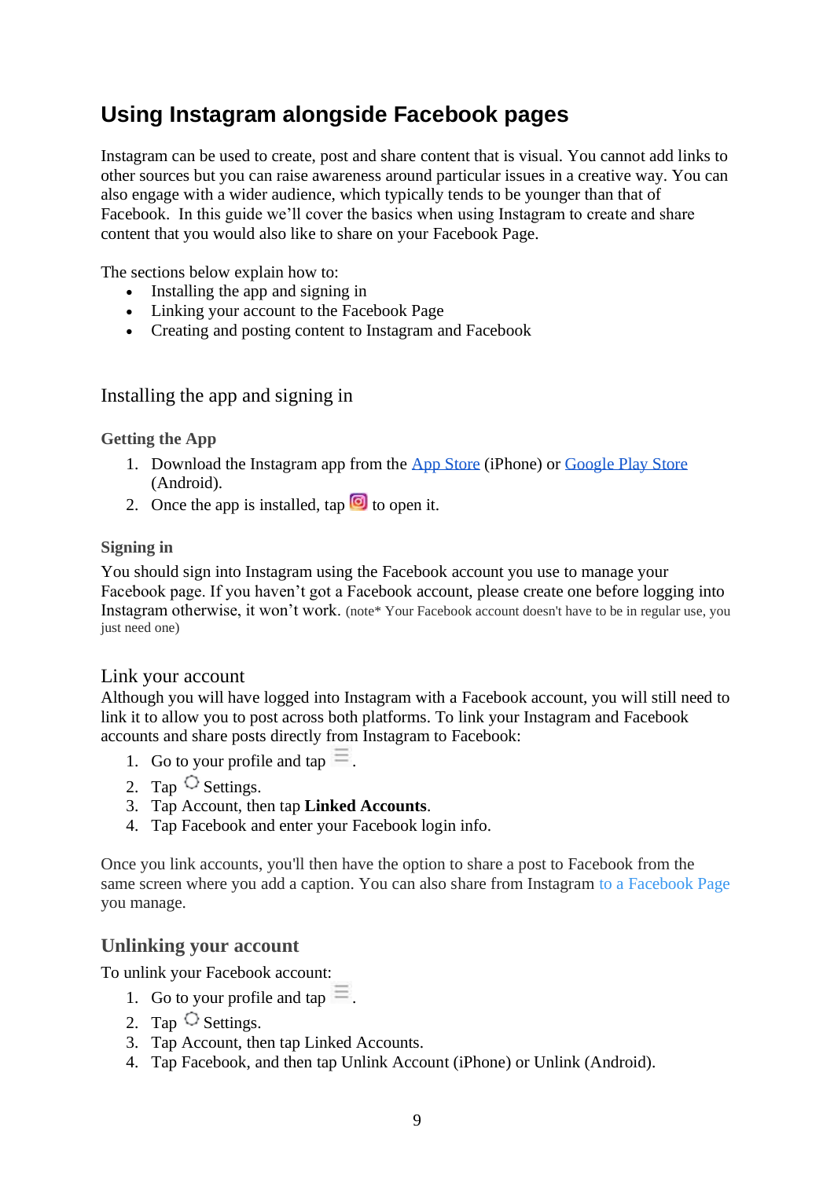# Using Instagram alongside Facebook pages

Instagram can be used to create, post and share content that is visual. You cannot add links to other sources but you can raise awareness around particular issues in a creative way. You can also engage with a wider audience, which typically tends to be younger than that of Facebook. In this guide we'll cover the basics when using Instagram to create and share content that you would also like to share on your Facebook Page.

The sections below explain how to:

- Installing the app and signing in
- Linking your account to the Facebook Page
- Creating and posting content to Instagram and Facebook

## Installing the app and signing in

### Getting the App

1. Download the Instagram app from the App Store (iPhone) or Google Play Store (Android).
2. Once the app is installed, tap to open it.

### Signing in

You should sign into Instagram using the Facebook account you use to manage your Facebook page. If you haven't got a Facebook account, please create one before logging into Instagram otherwise, it won't work. (note* Your Facebook account doesn't have to be in regular use, you just need one)

## Link your account

Although you will have logged into Instagram with a Facebook account, you will still need to link it to allow you to post across both platforms. To link your Instagram and Facebook accounts and share posts directly from Instagram to Facebook:

1. Go to your profile and tap .
2. Tap Settings.
3. Tap Account, then tap **Linked Accounts**.
4. Tap Facebook and enter your Facebook login info.

Once you link accounts, you'll then have the option to share a post to Facebook from the same screen where you add a caption. You can also share from Instagram to a Facebook Page you manage.

### Unlinking your account

To unlink your Facebook account:

1. Go to your profile and tap .
2. Tap Settings.
3. Tap Account, then tap Linked Accounts.
4. Tap Facebook, and then tap Unlink Account (iPhone) or Unlink (Android).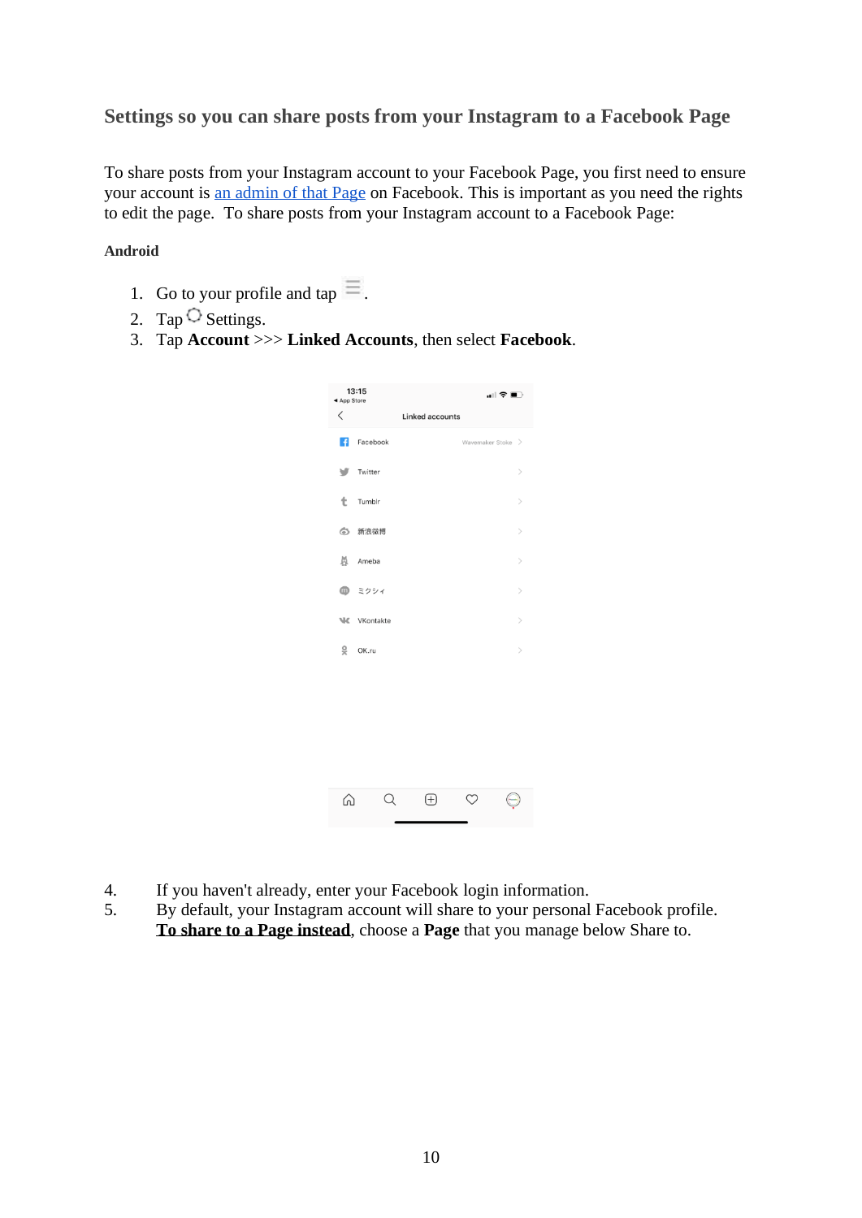### Settings so you can share posts from your Instagram to a Facebook Page

To share posts from your Instagram account to your Facebook Page, you first need to ensure your account is an admin of that Page on Facebook. This is important as you need the rights to edit the page. To share posts from your Instagram account to a Facebook Page:

**Android**

1. Go to your profile and tap ☰.
2. Tap ◌ Settings.
3. Tap **Account** >>> **Linked Accounts**, then select **Facebook**.

4. If you haven't already, enter your Facebook login information.
5. By default, your Instagram account will share to your personal Facebook profile. **To share to a Page instead**, choose a **Page** that you manage below Share to.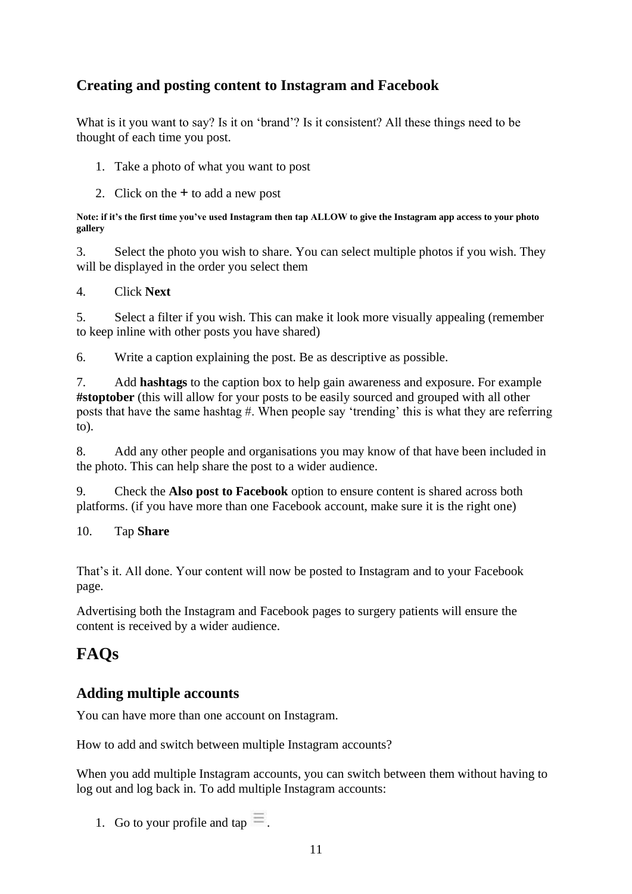### Creating and posting content to Instagram and Facebook

What is it you want to say? Is it on 'brand'? Is it consistent? All these things need to be thought of each time you post.

1. Take a photo of what you want to post
2. Click on the **+** to add a new post

**Note: if it's the first time you've used Instagram then tap ALLOW to give the Instagram app access to your photo gallery**

3. Select the photo you wish to share. You can select multiple photos if you wish. They will be displayed in the order you select them
4. Click **Next**
5. Select a filter if you wish. This can make it look more visually appealing (remember to keep inline with other posts you have shared)
6. Write a caption explaining the post. Be as descriptive as possible.
7. Add **hashtags** to the caption box to help gain awareness and exposure. For example **#stoptober** (this will allow for your posts to be easily sourced and grouped with all other posts that have the same hashtag #. When people say 'trending' this is what they are referring to).
8. Add any other people and organisations you may know of that have been included in the photo. This can help share the post to a wider audience.
9. Check the **Also post to Facebook** option to ensure content is shared across both platforms. (if you have more than one Facebook account, make sure it is the right one)
10. Tap **Share**

That's it. All done. Your content will now be posted to Instagram and to your Facebook page.

Advertising both the Instagram and Facebook pages to surgery patients will ensure the content is received by a wider audience.

# FAQs

## Adding multiple accounts

You can have more than one account on Instagram.

How to add and switch between multiple Instagram accounts?

When you add multiple Instagram accounts, you can switch between them without having to log out and log back in. To add multiple Instagram accounts:

1. Go to your profile and tap ☰.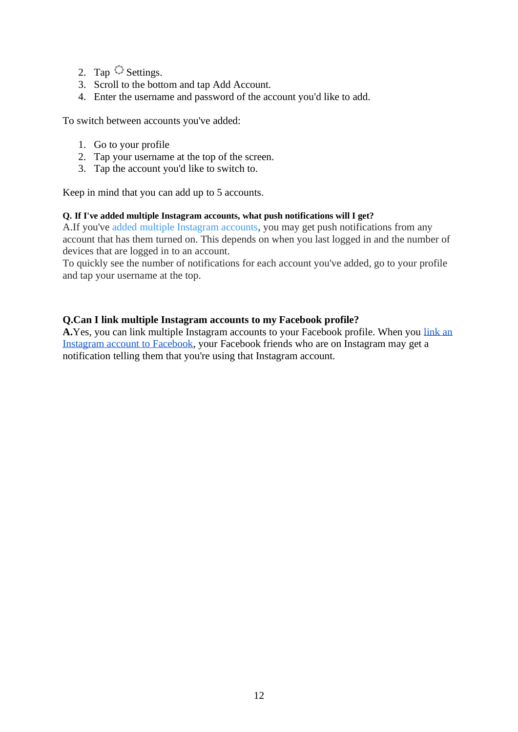2. Tap ⚙ Settings.
3. Scroll to the bottom and tap Add Account.
4. Enter the username and password of the account you'd like to add.

To switch between accounts you've added:

1. Go to your profile
2. Tap your username at the top of the screen.
3. Tap the account you'd like to switch to.

Keep in mind that you can add up to 5 accounts.

**Q. If I've added multiple Instagram accounts, what push notifications will I get?**
A.If you've added multiple Instagram accounts, you may get push notifications from any account that has them turned on. This depends on when you last logged in and the number of devices that are logged in to an account.
To quickly see the number of notifications for each account you've added, go to your profile and tap your username at the top.

**Q.Can I link multiple Instagram accounts to my Facebook profile?**
**A.**Yes, you can link multiple Instagram accounts to your Facebook profile. When you link an Instagram account to Facebook, your Facebook friends who are on Instagram may get a notification telling them that you're using that Instagram account.